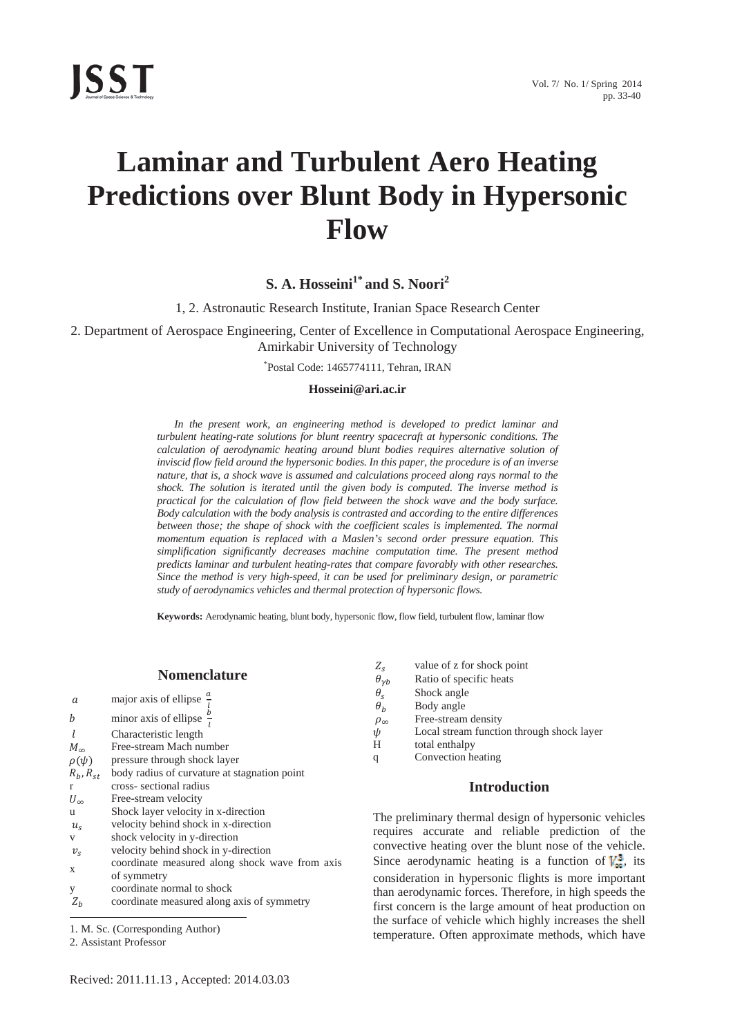# Laminar and Turbulent Aero Heating Predictions over Blunt Body in Hypersonic Flow

**S. A. Hosseini[1*] and S. Noori[2]**

1, 2. Astronautic Research Institute, Iranian Space Research Center

2. Department of Aerospace Engineering, Center of Excellence in Computational Aerospace Engineering, Amirkabir University of Technology

*Postal Code: 1465774111, Tehran, IRAN

**Hosseini@ari.ac.ir**

*In the present work, an engineering method is developed to predict laminar and turbulent heating-rate solutions for blunt reentry spacecraft at hypersonic conditions. The calculation of aerodynamic heating around blunt bodies requires alternative solution of inviscid flow field around the hypersonic bodies. In this paper, the procedure is of an inverse nature, that is, a shock wave is assumed and calculations proceed along rays normal to the shock. The solution is iterated until the given body is computed. The inverse method is practical for the calculation of flow field between the shock wave and the body surface. Body calculation with the body analysis is contrasted and according to the entire differences between those; the shape of shock with the coefficient scales is implemented. The normal momentum equation is replaced with a Maslen's second order pressure equation. This simplification significantly decreases machine computation time. The present method predicts laminar and turbulent heating-rates that compare favorably with other researches. Since the method is very high-speed, it can be used for preliminary design, or parametric study of aerodynamics vehicles and thermal protection of hypersonic flows.*

**Keywords:** Aerodynamic heating, blunt body, hypersonic flow, flow field, turbulent flow, laminar flow

## Nomenclature

| | |
|---|---|
| $a$ | major axis of ellipse $\frac{a}{l}$ |
| $b$ | minor axis of ellipse $\frac{b}{l}$ |
| $l$ | Characteristic length |
| $M_\infty$ | Free-stream Mach number |
| $\rho(\psi)$ | pressure through shock layer |
| $R_b, R_{st}$ | body radius of curvature at stagnation point |
| r | cross- sectional radius |
| $U_\infty$ | Free-stream velocity |
| u | Shock layer velocity in x-direction |
| $u_s$ | velocity behind shock in x-direction |
| v | shock velocity in y-direction |
| $v_s$ | velocity behind shock in y-direction |
| x | coordinate measured along shock wave from axis of symmetry |
| y | coordinate normal to shock |
| $Z_b$ | coordinate measured along axis of symmetry |
| $Z_s$ | value of z for shock point |
| $\theta_{\gamma b}$ | Ratio of specific heats |
| $\theta_s$ | Shock angle |
| $\theta_b$ | Body angle |
| $\rho_\infty$ | Free-stream density |
| $\psi$ | Local stream function through shock layer |
| H | total enthalpy |
| q | Convection heating |

1. M. Sc. (Corresponding Author)

2. Assistant Professor

## Introduction

The preliminary thermal design of hypersonic vehicles requires accurate and reliable prediction of the convective heating over the blunt nose of the vehicle. Since aerodynamic heating is a function of $V_\infty^3$, its consideration in hypersonic flights is more important than aerodynamic forces. Therefore, in high speeds the first concern is the large amount of heat production on the surface of vehicle which highly increases the shell temperature. Often approximate methods, which have

Recived: 2011.11.13 , Accepted: 2014.03.03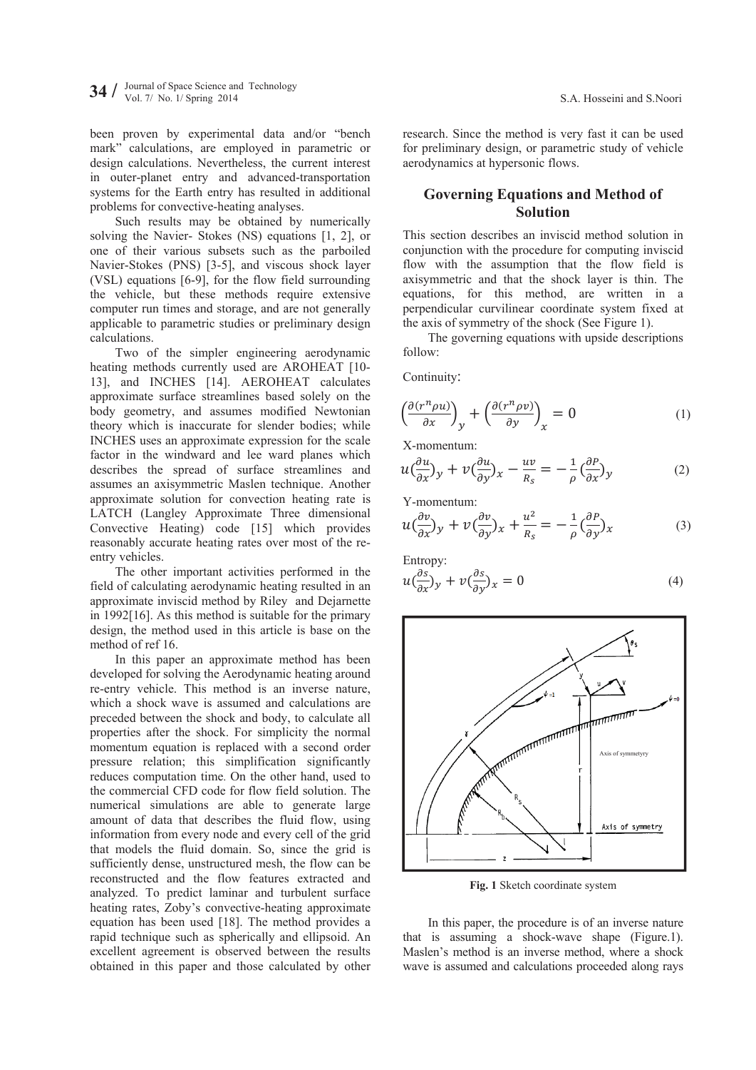been proven by experimental data and/or "bench mark" calculations, are employed in parametric or design calculations. Nevertheless, the current interest in outer-planet entry and advanced-transportation systems for the Earth entry has resulted in additional problems for convective-heating analyses.

Such results may be obtained by numerically solving the Navier- Stokes (NS) equations [1, 2], or one of their various subsets such as the parboiled Navier-Stokes (PNS) [3-5], and viscous shock layer (VSL) equations [6-9], for the flow field surrounding the vehicle, but these methods require extensive computer run times and storage, and are not generally applicable to parametric studies or preliminary design calculations.

Two of the simpler engineering aerodynamic heating methods currently used are AROHEAT [10-13], and INCHES [14]. AEROHEAT calculates approximate surface streamlines based solely on the body geometry, and assumes modified Newtonian theory which is inaccurate for slender bodies; while INCHES uses an approximate expression for the scale factor in the windward and lee ward planes which describes the spread of surface streamlines and assumes an axisymmetric Maslen technique. Another approximate solution for convection heating rate is LATCH (Langley Approximate Three dimensional Convective Heating) code [15] which provides reasonably accurate heating rates over most of the re-entry vehicles.

The other important activities performed in the field of calculating aerodynamic heating resulted in an approximate inviscid method by Riley and Dejarnette in 1992[16]. As this method is suitable for the primary design, the method used in this article is base on the method of ref 16.

In this paper an approximate method has been developed for solving the Aerodynamic heating around re-entry vehicle. This method is an inverse nature, which a shock wave is assumed and calculations are preceded between the shock and body, to calculate all properties after the shock. For simplicity the normal momentum equation is replaced with a second order pressure relation; this simplification significantly reduces computation time. On the other hand, used to the commercial CFD code for flow field solution. The numerical simulations are able to generate large amount of data that describes the fluid flow, using information from every node and every cell of the grid that models the fluid domain. So, since the grid is sufficiently dense, unstructured mesh, the flow can be reconstructed and the flow features extracted and analyzed. To predict laminar and turbulent surface heating rates, Zoby's convective-heating approximate equation has been used [18]. The method provides a rapid technique such as spherically and ellipsoid. An excellent agreement is observed between the results obtained in this paper and those calculated by other research. Since the method is very fast it can be used for preliminary design, or parametric study of vehicle aerodynamics at hypersonic flows.

## Governing Equations and Method of Solution

This section describes an inviscid method solution in conjunction with the procedure for computing inviscid flow with the assumption that the flow field is axisymmetric and that the shock layer is thin. The equations, for this method, are written in a perpendicular curvilinear coordinate system fixed at the axis of symmetry of the shock (See Figure 1).

The governing equations with upside descriptions follow:

Continuity:

$$\left(\frac{\partial(r^n\rho u)}{\partial x}\right)_y + \left(\frac{\partial(r^n\rho v)}{\partial y}\right)_x = 0 \tag{1}$$

X-momentum:

$$u\left(\frac{\partial u}{\partial x}\right)_y + v\left(\frac{\partial u}{\partial y}\right)_x - \frac{uv}{R_s} = -\frac{1}{\rho}\left(\frac{\partial P}{\partial x}\right)_y \tag{2}$$

Y-momentum:

$$u\left(\frac{\partial v}{\partial x}\right)_y + v\left(\frac{\partial v}{\partial y}\right)_x + \frac{u^2}{R_s} = -\frac{1}{\rho}\left(\frac{\partial P}{\partial y}\right)_x \tag{3}$$

Entropy:

$$u\left(\frac{\partial s}{\partial x}\right)_y + v\left(\frac{\partial s}{\partial y}\right)_x = 0 \tag{4}$$

**Fig. 1** Sketch coordinate system

In this paper, the procedure is of an inverse nature that is assuming a shock-wave shape (Figure.1). Maslen's method is an inverse method, where a shock wave is assumed and calculations proceeded along rays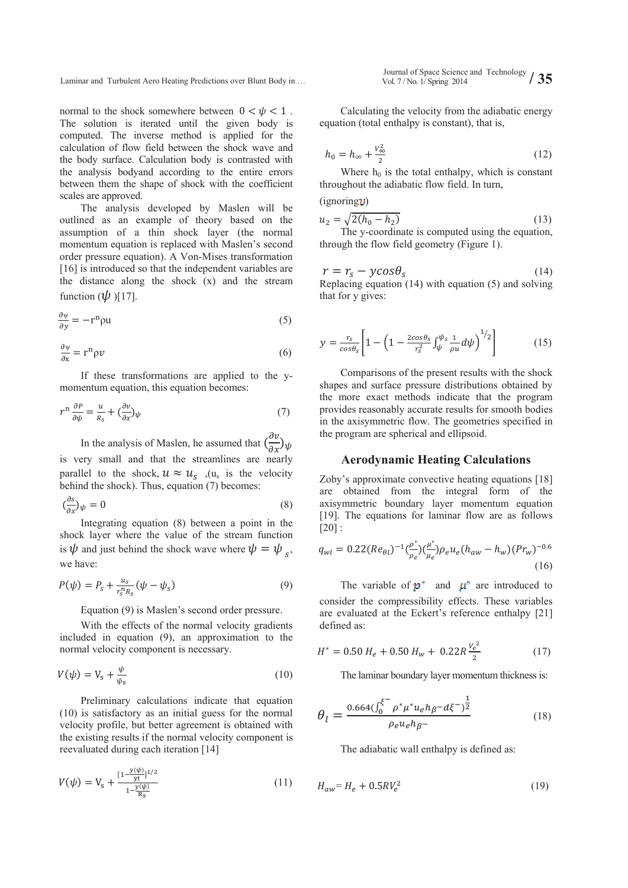normal to the shock somewhere between $0 < \psi < 1$. The solution is iterated until the given body is computed. The inverse method is applied for the calculation of flow field between the shock wave and the body surface. Calculation body is contrasted with the analysis bodyand according to the entire errors between them the shape of shock with the coefficient scales are approved.

The analysis developed by Maslen will be outlined as an example of theory based on the assumption of a thin shock layer (the normal momentum equation is replaced with Maslen's second order pressure equation). A Von-Mises transformation [16] is introduced so that the independent variables are the distance along the shock (x) and the stream function ($\psi$)[17].

$$\frac{\partial \psi}{\partial y} = -r^n \rho u \tag{5}$$

$$\frac{\partial \psi}{\partial x} = r^n \rho v \tag{6}$$

If these transformations are applied to the y-momentum equation, this equation becomes:

$$r^n \frac{\partial P}{\partial \psi} = \frac{u}{R_s} + \left(\frac{\partial v}{\partial x}\right)_\psi \tag{7}$$

In the analysis of Maslen, he assumed that $\left(\frac{\partial v}{\partial x}\right)_\psi$ is very small and that the streamlines are nearly parallel to the shock, $u \approx u_s$ ,($u_s$ is the velocity behind the shock). Thus, equation (7) becomes:

$$\left(\frac{\partial s}{\partial x}\right)_\psi = 0 \tag{8}$$

Integrating equation (8) between a point in the shock layer where the value of the stream function is $\psi$ and just behind the shock wave where $\psi = \psi_s$, we have:

$$P(\psi) = P_s + \frac{u_s}{r_s^n R_s}(\psi - \psi_s) \tag{9}$$

Equation (9) is Maslen's second order pressure.

With the effects of the normal velocity gradients included in equation (9), an approximation to the normal velocity component is necessary.

$$V(\psi) = V_s + \frac{\psi}{\psi_s} \tag{10}$$

Preliminary calculations indicate that equation (10) is satisfactory as an initial guess for the normal velocity profile, but better agreement is obtained with the existing results if the normal velocity component is reevaluated during each iteration [14]

$$V(\psi) = V_s + \frac{\left[1 - \frac{y(\psi)}{yt}\right]^{1/2}}{1 - \frac{y(\psi)}{R_s}} \tag{11}$$

Calculating the velocity from the adiabatic energy equation (total enthalpy is constant), that is,

$$h_0 = h_\infty + \frac{V_\infty^2}{2} \tag{12}$$

Where $h_0$ is the total enthalpy, which is constant throughout the adiabatic flow field. In turn,

(ignoring $v$)

$$u_2 = \sqrt{2(h_0 - h_2)} \tag{13}$$

The y-coordinate is computed using the equation, through the flow field geometry (Figure 1).

$$r = r_s - y\cos\theta_s \tag{14}$$

Replacing equation (14) with equation (5) and solving that for y gives:

$$y = \frac{r_s}{\cos\theta_s}\left[1 - \left(1 - \frac{2\cos\theta_s}{r_s^2}\int_\psi^{\psi_s} \frac{1}{\rho u} d\psi\right)^{1/2}\right] \tag{15}$$

Comparisons of the present results with the shock shapes and surface pressure distributions obtained by the more exact methods indicate that the program provides reasonably accurate results for smooth bodies in the axisymmetric flow. The geometries specified in the program are spherical and ellipsoid.

## Aerodynamic Heating Calculations

Zoby's approximate convective heating equations [18] are obtained from the integral form of the axisymmetric boundary layer momentum equation [19]. The equations for laminar flow are as follows [20] :

$$q_{wl} = 0.22(Re_{\theta l})^{-1}\left(\frac{\rho^*}{\rho_e}\right)\left(\frac{\mu^*}{\mu_e}\right)\rho_e u_e (h_{aw} - h_w)(Pr_w)^{-0.6} \tag{16}$$

The variable of $\rho^*$ and $\mu^*$ are introduced to consider the compressibility effects. These variables are evaluated at the Eckert's reference enthalpy [21] defined as:

$$H^* = 0.50\, H_e + 0.50\, H_w + 0.22R\frac{V_e^2}{2} \tag{17}$$

The laminar boundary layer momentum thickness is:

$$\theta_l = \frac{0.664\left(\int_0^{\xi^-} \rho^* \mu^* u_e h_{\beta^-} d\xi^-\right)^{\frac{1}{2}}}{\rho_e u_e h_{\beta^-}} \tag{18}$$

The adiabatic wall enthalpy is defined as:

$$H_{aw} = H_e + 0.5RV_e^2 \tag{19}$$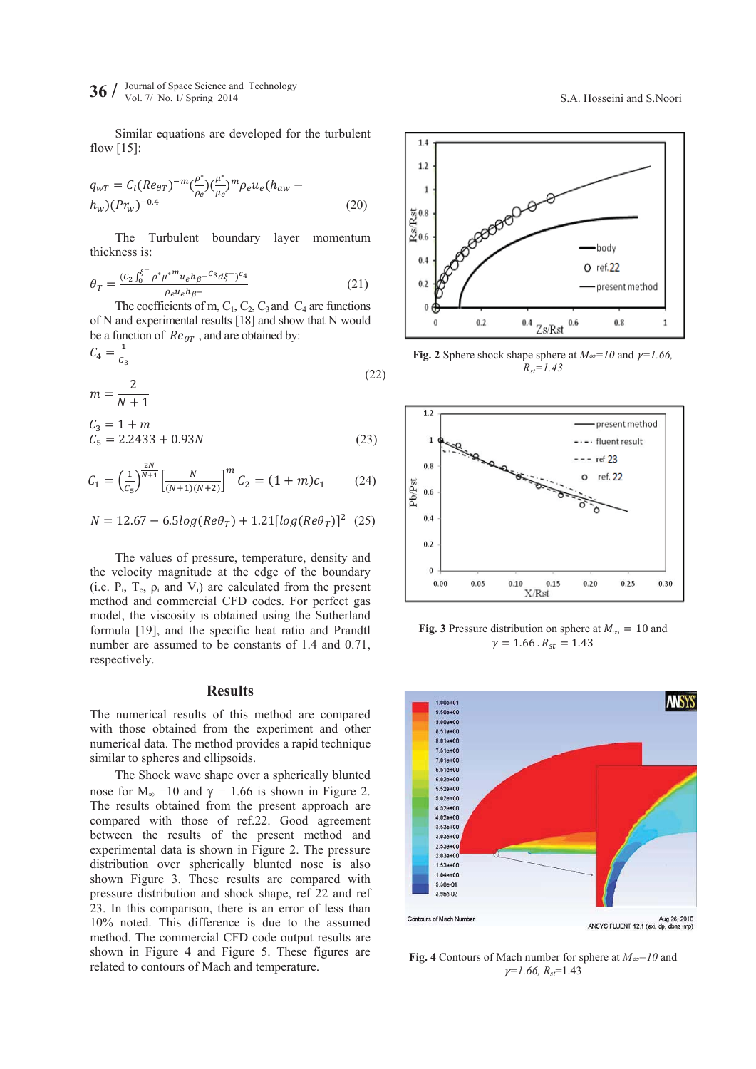Similar equations are developed for the turbulent flow [15]:

$$q_{wT} = C_l(Re_{\theta T})^{-m}(\frac{\rho^*}{\rho_e})(\frac{\mu^*}{\mu_e})^m \rho_e u_e (h_{aw} - h_w)(Pr_w)^{-0.4} \quad (20)$$

The Turbulent boundary layer momentum thickness is:

$$\theta_T = \frac{(C_2 \int_0^{\xi^-} \rho^* \mu^{*m} u_e h_{\beta^-}{}^{C_3} d\xi^-)^{C_4}}{\rho_e u_e h_{\beta^-}} \quad (21)$$

The coefficients of m, $C_1$, $C_2$, $C_3$ and $C_4$ are functions of N and experimental results [18] and show that N would be a function of $Re_{\theta T}$ , and are obtained by:

$$C_4 = \frac{1}{C_3}$$

$$m = \frac{2}{N+1} \quad (22)$$

$$C_3 = 1 + m$$

$$C_5 = 2.2433 + 0.93N \quad (23)$$

$$C_1 = \left(\frac{1}{C_5}\right)^{\frac{2N}{N+1}} \left[\frac{N}{(N+1)(N+2)}\right]^m \quad C_2 = (1+m)c_1 \quad (24)$$

$$N = 12.67 - 6.5log(Re\theta_T) + 1.21[log(Re\theta_T)]^2 \quad (25)$$

The values of pressure, temperature, density and the velocity magnitude at the edge of the boundary (i.e. $P_i$, $T_e$, $\rho_i$ and $V_i$) are calculated from the present method and commercial CFD codes. For perfect gas model, the viscosity is obtained using the Sutherland formula [19], and the specific heat ratio and Prandtl number are assumed to be constants of 1.4 and 0.71, respectively.

## Results

The numerical results of this method are compared with those obtained from the experiment and other numerical data. The method provides a rapid technique similar to spheres and ellipsoids.

The Shock wave shape over a spherically blunted nose for $M_\infty$ =10 and $\gamma$ = 1.66 is shown in Figure 2. The results obtained from the present approach are compared with those of ref.22. Good agreement between the results of the present method and experimental data is shown in Figure 2. The pressure distribution over spherically blunted nose is also shown Figure 3. These results are compared with pressure distribution and shock shape, ref 22 and ref 23. In this comparison, there is an error of less than 10% noted. This difference is due to the assumed method. The commercial CFD code output results are shown in Figure 4 and Figure 5. These figures are related to contours of Mach and temperature.

**Fig. 2** Sphere shock shape sphere at $M_\infty$=10 and $\gamma$=1.66, $R_{st}$=1.43

**Fig. 3** Pressure distribution on sphere at $M_\infty$ = 10 and $\gamma$ = 1.66 . $R_{st}$ = 1.43

**Fig. 4** Contours of Mach number for sphere at $M_\infty$=10 and $\gamma$=1.66, $R_{st}$=1.43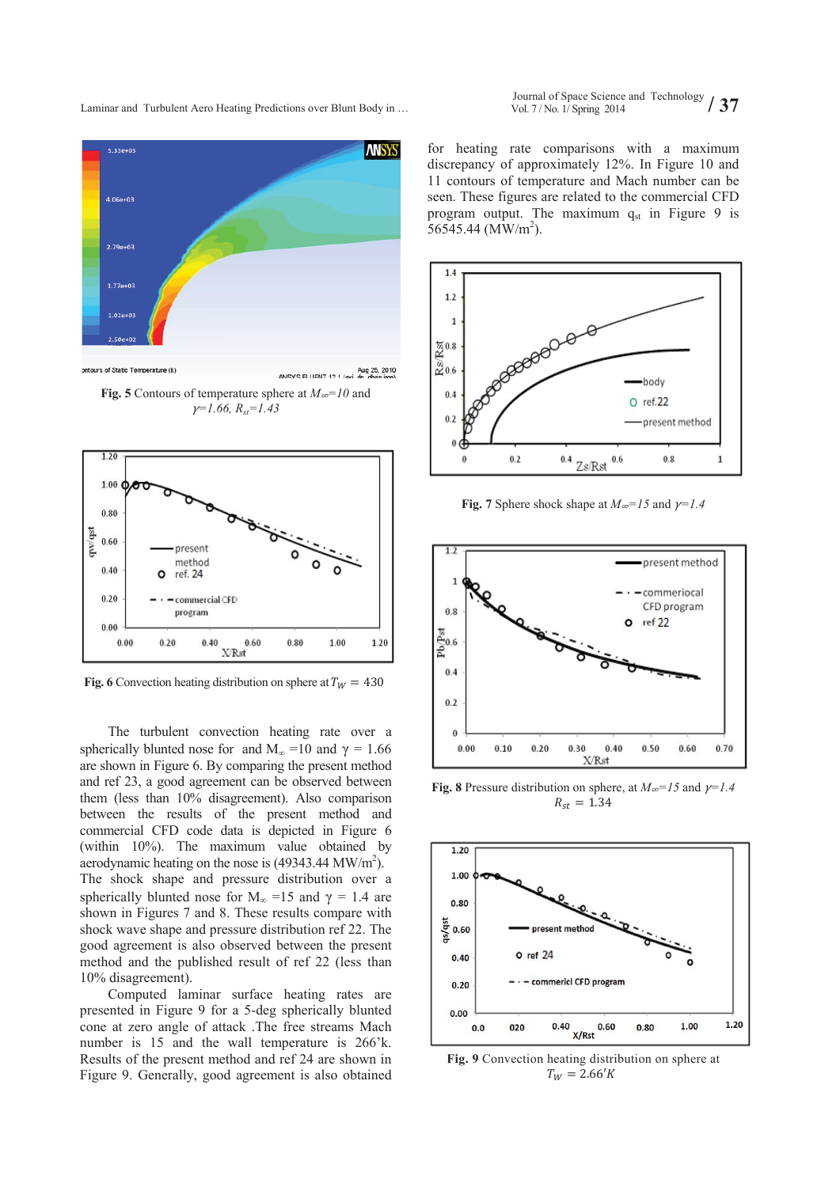Fig. 5 Contours of temperature sphere at $M_\infty=10$ and $\gamma=1.66$, $R_{st}=1.43$

Fig. 6 Convection heating distribution on sphere at $T_W = 430$

The turbulent convection heating rate over a spherically blunted nose for and $M_\infty=10$ and $\gamma = 1.66$ are shown in Figure 6. By comparing the present method and ref 23, a good agreement can be observed between them (less than 10% disagreement). Also comparison between the results of the present method and commercial CFD code data is depicted in Figure 6 (within 10%). The maximum value obtained by aerodynamic heating on the nose is (49343.44 MW/m$^2$).

The shock shape and pressure distribution over a spherically blunted nose for $M_\infty=15$ and $\gamma = 1.4$ are shown in Figures 7 and 8. These results compare with shock wave shape and pressure distribution ref 22. The good agreement is also observed between the present method and the published result of ref 22 (less than 10% disagreement).

Computed laminar surface heating rates are presented in Figure 9 for a 5-deg spherically blunted cone at zero angle of attack .The free streams Mach number is 15 and the wall temperature is 266'k. Results of the present method and ref 24 are shown in Figure 9. Generally, good agreement is also obtained for heating rate comparisons with a maximum discrepancy of approximately 12%. In Figure 10 and 11 contours of temperature and Mach number can be seen. These figures are related to the commercial CFD program output. The maximum $q_{st}$ in Figure 9 is 56545.44 (MW/m$^2$).

Fig. 7 Sphere shock shape at $M_\infty=15$ and $\gamma=1.4$

Fig. 8 Pressure distribution on sphere, at $M_\infty=15$ and $\gamma=1.4$ $R_{st} = 1.34$

Fig. 9 Convection heating distribution on sphere at $T_W = 2.66'K$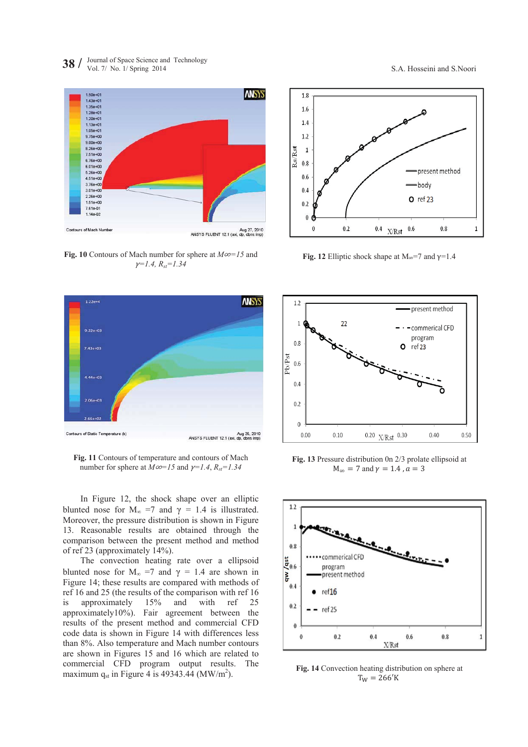**Fig. 10** Contours of Mach number for sphere at $M\infty=15$ and $\gamma=1.4$, $R_{st}=1.34$

**Fig. 12** Elliptic shock shape at $M_\infty=7$ and $\gamma=1.4$

**Fig. 11** Contours of temperature and contours of Mach number for sphere at $M\infty=15$ and $\gamma=1.4$, $R_{st}=1.34$

**Fig. 13** Pressure distribution 0n 2/3 prolate ellipsoid at $M_\infty = 7$ and $\gamma = 1.4$ , $a = 3$

In Figure 12, the shock shape over an elliptic blunted nose for $M_\infty$ =7 and $\gamma$ = 1.4 is illustrated. Moreover, the pressure distribution is shown in Figure 13. Reasonable results are obtained through the comparison between the present method and method of ref 23 (approximately 14%).

The convection heating rate over a ellipsoid blunted nose for $M_\infty$ =7 and $\gamma$ = 1.4 are shown in Figure 14; these results are compared with methods of ref 16 and 25 (the results of the comparison with ref 16 is approximately 15% and with ref 25 approximately10%). Fair agreement between the results of the present method and commercial CFD code data is shown in Figure 14 with differences less than 8%. Also temperature and Mach number contours are shown in Figures 15 and 16 which are related to commercial CFD program output results. The maximum $q_{st}$ in Figure 4 is 49343.44 ($MW/m^2$).

**Fig. 14** Convection heating distribution on sphere at $T_W = 266'K$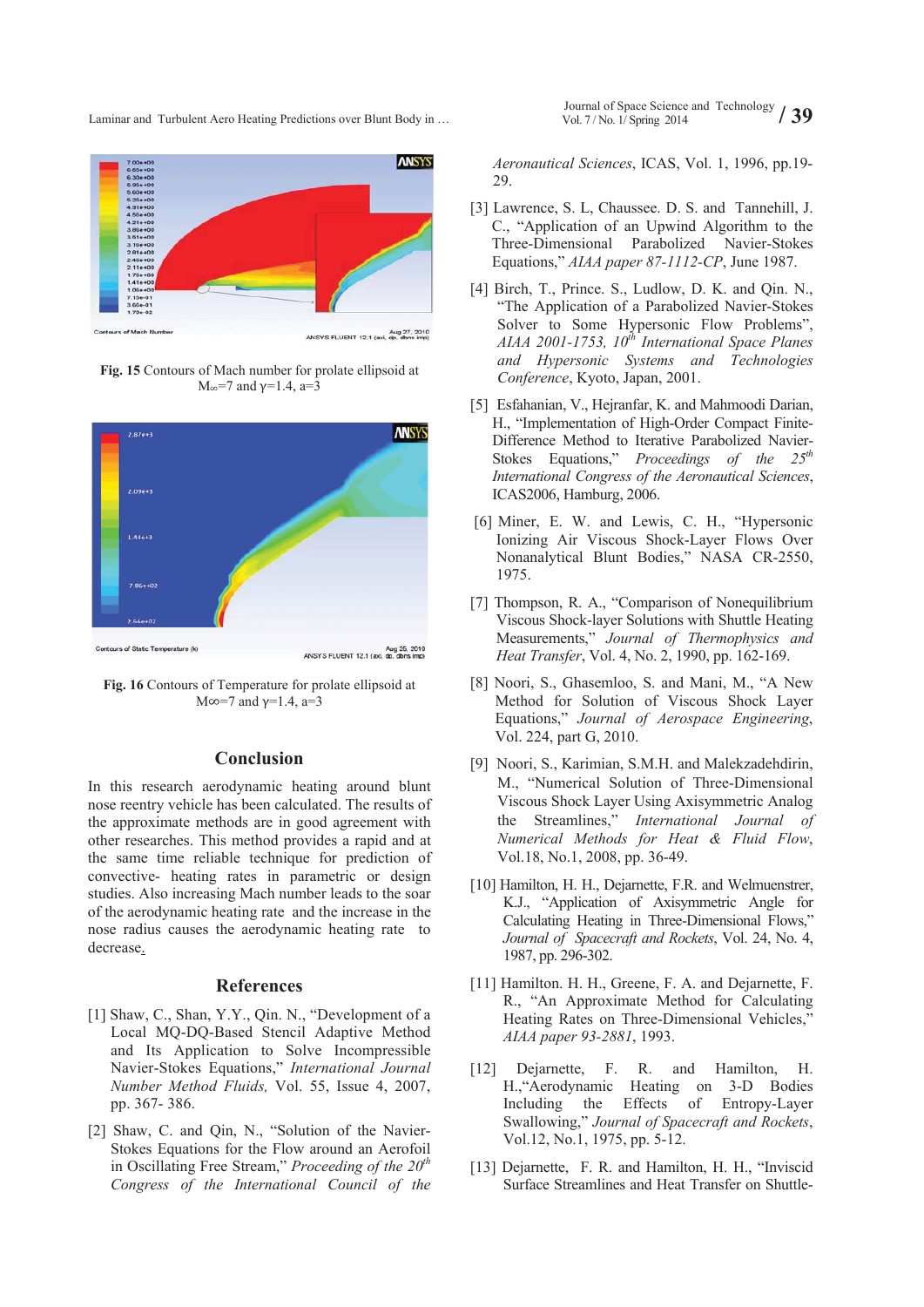**Fig. 15** Contours of Mach number for prolate ellipsoid at $M_\infty$=7 and γ=1.4, a=3

**Fig. 16** Contours of Temperature for prolate ellipsoid at $M_\infty$=7 and γ=1.4, a=3

## Conclusion

In this research aerodynamic heating around blunt nose reentry vehicle has been calculated. The results of the approximate methods are in good agreement with other researches. This method provides a rapid and at the same time reliable technique for prediction of convective- heating rates in parametric or design studies. Also increasing Mach number leads to the soar of the aerodynamic heating rate and the increase in the nose radius causes the aerodynamic heating rate to decrease.

## References

[1] Shaw, C., Shan, Y.Y., Qin. N., "Development of a Local MQ-DQ-Based Stencil Adaptive Method and Its Application to Solve Incompressible Navier-Stokes Equations," *International Journal Number Method Fluids,* Vol. 55, Issue 4, 2007, pp. 367- 386.

[2] Shaw, C. and Qin, N., "Solution of the Navier-Stokes Equations for the Flow around an Aerofoil in Oscillating Free Stream," *Proceeding of the 20th Congress of the International Council of the Aeronautical Sciences*, ICAS, Vol. 1, 1996, pp.19-29.

[3] Lawrence, S. L, Chaussee. D. S. and Tannehill, J. C., "Application of an Upwind Algorithm to the Three-Dimensional Parabolized Navier-Stokes Equations," *AIAA paper 87-1112-CP*, June 1987.

[4] Birch, T., Prince. S., Ludlow, D. K. and Qin. N., "The Application of a Parabolized Navier-Stokes Solver to Some Hypersonic Flow Problems", *AIAA 2001-1753, 10th International Space Planes and Hypersonic Systems and Technologies Conference*, Kyoto, Japan, 2001.

[5] Esfahanian, V., Hejranfar, K. and Mahmoodi Darian, H., "Implementation of High-Order Compact Finite-Difference Method to Iterative Parabolized Navier-Stokes Equations," *Proceedings of the 25th International Congress of the Aeronautical Sciences*, ICAS2006, Hamburg, 2006.

[6] Miner, E. W. and Lewis, C. H., "Hypersonic Ionizing Air Viscous Shock-Layer Flows Over Nonanalytical Blunt Bodies," NASA CR-2550, 1975.

[7] Thompson, R. A., "Comparison of Nonequilibrium Viscous Shock-layer Solutions with Shuttle Heating Measurements," *Journal of Thermophysics and Heat Transfer*, Vol. 4, No. 2, 1990, pp. 162-169.

[8] Noori, S., Ghasemloo, S. and Mani, M., "A New Method for Solution of Viscous Shock Layer Equations," *Journal of Aerospace Engineering*, Vol. 224, part G, 2010.

[9] Noori, S., Karimian, S.M.H. and Malekzadehdirin, M., "Numerical Solution of Three-Dimensional Viscous Shock Layer Using Axisymmetric Analog the Streamlines," *International Journal of Numerical Methods for Heat & Fluid Flow*, Vol.18, No.1, 2008, pp. 36-49.

[10] Hamilton, H. H., Dejarnette, F.R. and Welmuenstrer, K.J., "Application of Axisymmetric Angle for Calculating Heating in Three-Dimensional Flows," *Journal of Spacecraft and Rockets*, Vol. 24, No. 4, 1987, pp. 296-302.

[11] Hamilton. H. H., Greene, F. A. and Dejarnette, F. R., "An Approximate Method for Calculating Heating Rates on Three-Dimensional Vehicles," *AIAA paper 93-2881*, 1993.

[12] Dejarnette, F. R. and Hamilton, H. H.,"Aerodynamic Heating on 3-D Bodies Including the Effects of Entropy-Layer Swallowing," *Journal of Spacecraft and Rockets*, Vol.12, No.1, 1975, pp. 5-12.

[13] Dejarnette, F. R. and Hamilton, H. H., "Inviscid Surface Streamlines and Heat Transfer on Shuttle-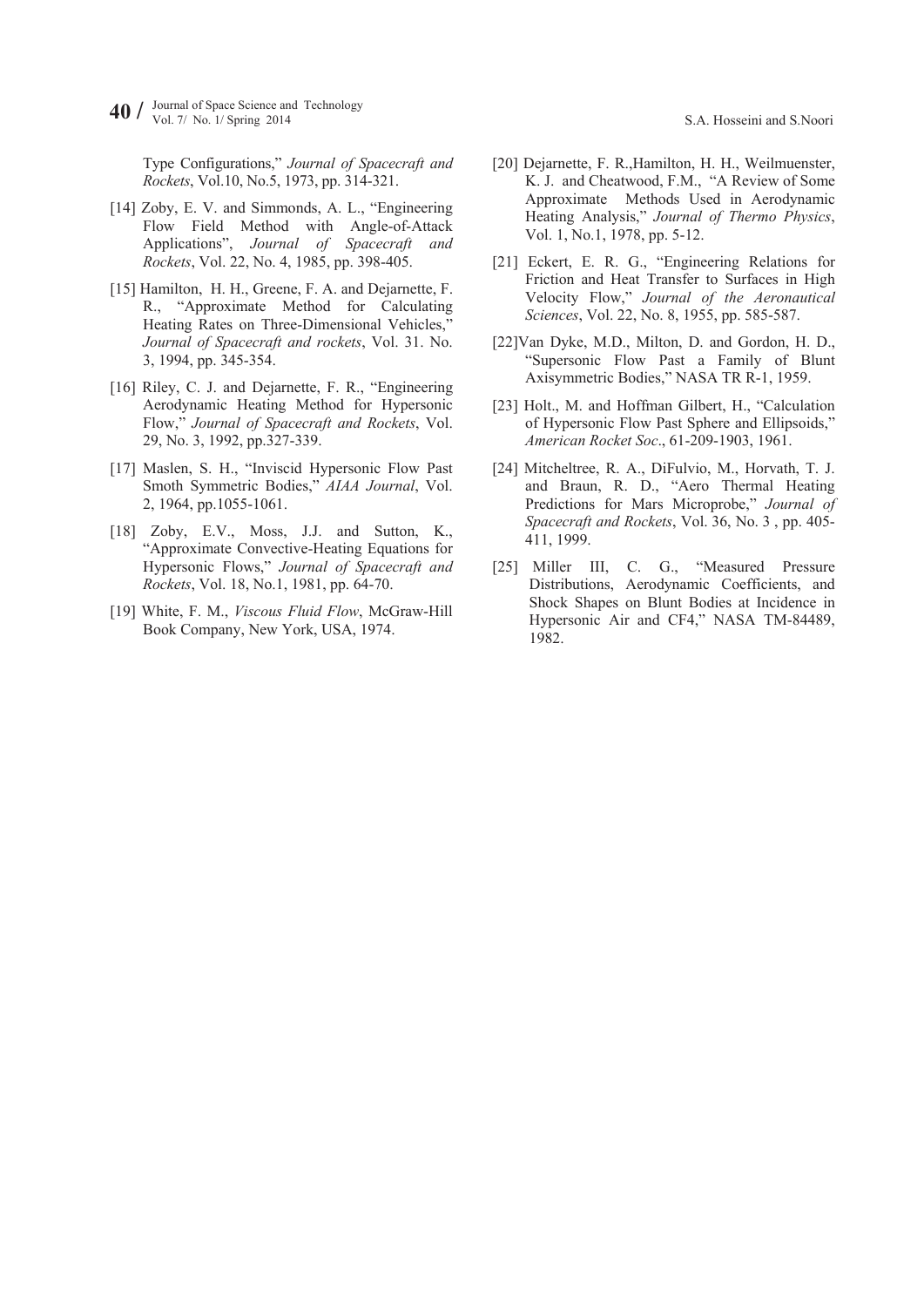Type Configurations," *Journal of Spacecraft and Rockets*, Vol.10, No.5, 1973, pp. 314-321.

[14] Zoby, E. V. and Simmonds, A. L., "Engineering Flow Field Method with Angle-of-Attack Applications", *Journal of Spacecraft and Rockets*, Vol. 22, No. 4, 1985, pp. 398-405.

[15] Hamilton, H. H., Greene, F. A. and Dejarnette, F. R., "Approximate Method for Calculating Heating Rates on Three-Dimensional Vehicles," *Journal of Spacecraft and rockets*, Vol. 31. No. 3, 1994, pp. 345-354.

[16] Riley, C. J. and Dejarnette, F. R., "Engineering Aerodynamic Heating Method for Hypersonic Flow," *Journal of Spacecraft and Rockets*, Vol. 29, No. 3, 1992, pp.327-339.

[17] Maslen, S. H., "Inviscid Hypersonic Flow Past Smoth Symmetric Bodies," *AIAA Journal*, Vol. 2, 1964, pp.1055-1061.

[18] Zoby, E.V., Moss, J.J. and Sutton, K., "Approximate Convective-Heating Equations for Hypersonic Flows," *Journal of Spacecraft and Rockets*, Vol. 18, No.1, 1981, pp. 64-70.

[19] White, F. M., *Viscous Fluid Flow*, McGraw-Hill Book Company, New York, USA, 1974.

[20] Dejarnette, F. R.,Hamilton, H. H., Weilmuenster, K. J. and Cheatwood, F.M., "A Review of Some Approximate Methods Used in Aerodynamic Heating Analysis," *Journal of Thermo Physics*, Vol. 1, No.1, 1978, pp. 5-12.

[21] Eckert, E. R. G., "Engineering Relations for Friction and Heat Transfer to Surfaces in High Velocity Flow," *Journal of the Aeronautical Sciences*, Vol. 22, No. 8, 1955, pp. 585-587.

[22]Van Dyke, M.D., Milton, D. and Gordon, H. D., "Supersonic Flow Past a Family of Blunt Axisymmetric Bodies," NASA TR R-1, 1959.

[23] Holt., M. and Hoffman Gilbert, H., "Calculation of Hypersonic Flow Past Sphere and Ellipsoids," *American Rocket Soc*., 61-209-1903, 1961.

[24] Mitcheltree, R. A., DiFulvio, M., Horvath, T. J. and Braun, R. D., "Aero Thermal Heating Predictions for Mars Microprobe," *Journal of Spacecraft and Rockets*, Vol. 36, No. 3 , pp. 405-411, 1999.

[25] Miller III, C. G., "Measured Pressure Distributions, Aerodynamic Coefficients, and Shock Shapes on Blunt Bodies at Incidence in Hypersonic Air and CF4," NASA TM-84489, 1982.